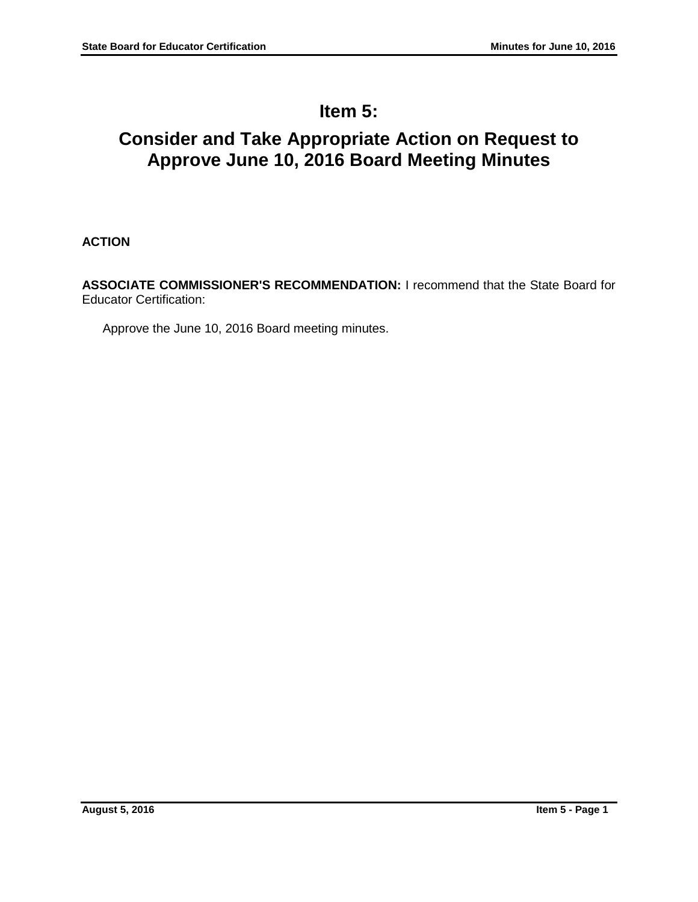# Item 5:

# Consider and Take Appropriate Action on Request to Approve June 10, 2016 Board Meeting Minutes

**ACTION**

**ASSOCIATE COMMISSIONER'S RECOMMENDATION:** I recommend that the State Board for Educator Certification:

Approve the June 10, 2016 Board meeting minutes.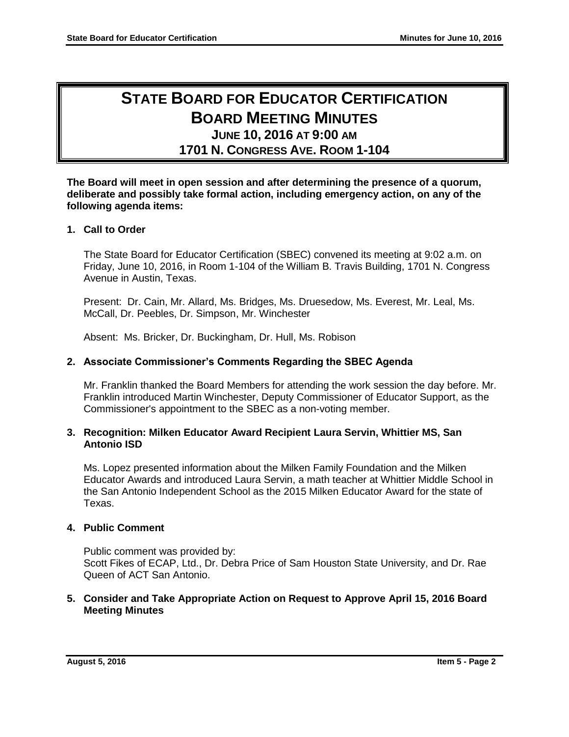# STATE BOARD FOR EDUCATOR CERTIFICATION
# BOARD MEETING MINUTES
## JUNE 10, 2016 AT 9:00 AM
## 1701 N. CONGRESS AVE. ROOM 1-104

**The Board will meet in open session and after determining the presence of a quorum, deliberate and possibly take formal action, including emergency action, on any of the following agenda items:**

**1. Call to Order**

The State Board for Educator Certification (SBEC) convened its meeting at 9:02 a.m. on Friday, June 10, 2016, in Room 1-104 of the William B. Travis Building, 1701 N. Congress Avenue in Austin, Texas.

Present: Dr. Cain, Mr. Allard, Ms. Bridges, Ms. Druesedow, Ms. Everest, Mr. Leal, Ms. McCall, Dr. Peebles, Dr. Simpson, Mr. Winchester

Absent: Ms. Bricker, Dr. Buckingham, Dr. Hull, Ms. Robison

**2. Associate Commissioner's Comments Regarding the SBEC Agenda**

Mr. Franklin thanked the Board Members for attending the work session the day before. Mr. Franklin introduced Martin Winchester, Deputy Commissioner of Educator Support, as the Commissioner's appointment to the SBEC as a non-voting member.

**3. Recognition: Milken Educator Award Recipient Laura Servin, Whittier MS, San Antonio ISD**

Ms. Lopez presented information about the Milken Family Foundation and the Milken Educator Awards and introduced Laura Servin, a math teacher at Whittier Middle School in the San Antonio Independent School as the 2015 Milken Educator Award for the state of Texas.

**4. Public Comment**

Public comment was provided by:
Scott Fikes of ECAP, Ltd., Dr. Debra Price of Sam Houston State University, and Dr. Rae Queen of ACT San Antonio.

**5. Consider and Take Appropriate Action on Request to Approve April 15, 2016 Board Meeting Minutes**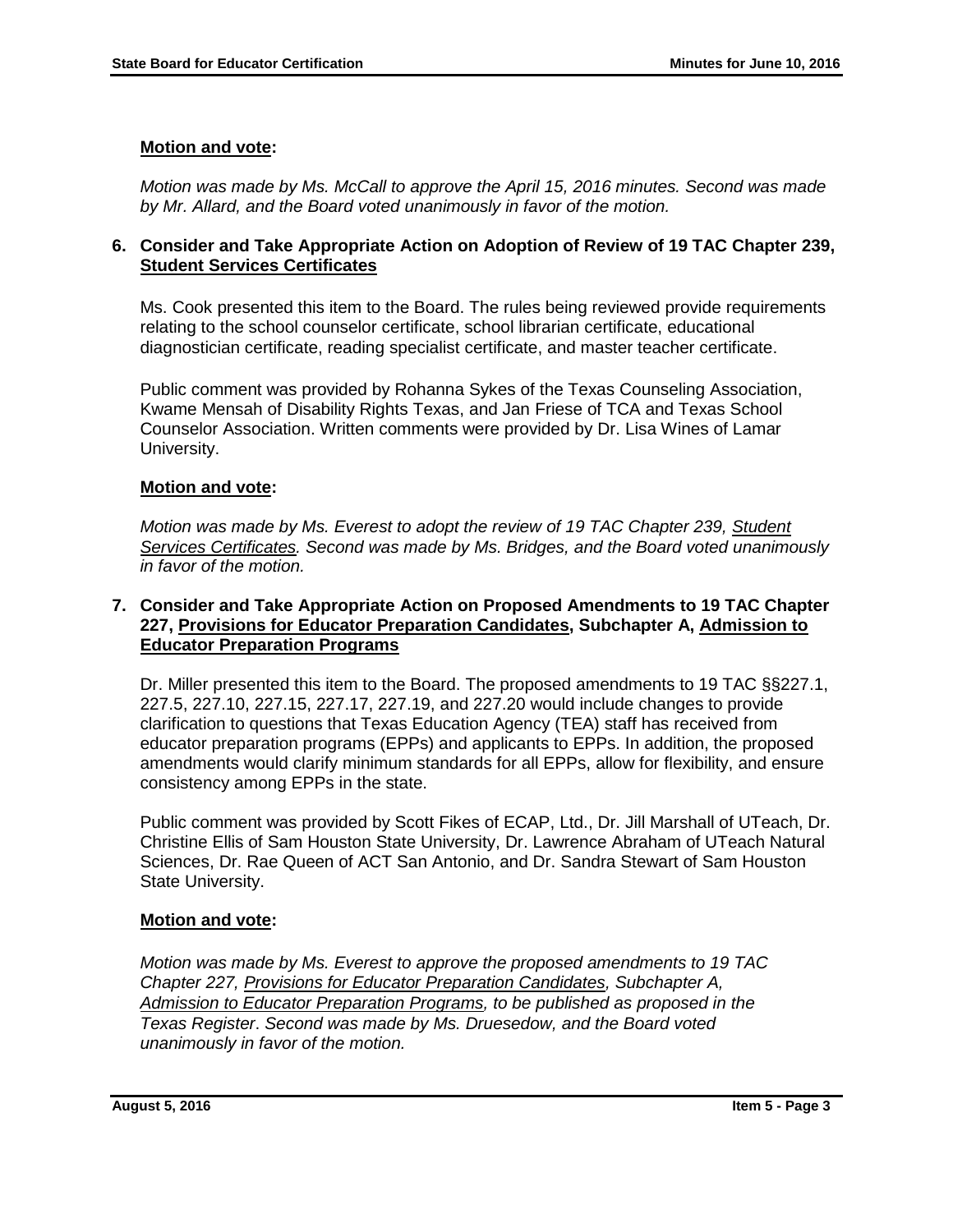**Motion and vote:**

*Motion was made by Ms. McCall to approve the April 15, 2016 minutes. Second was made by Mr. Allard, and the Board voted unanimously in favor of the motion.*

**6. Consider and Take Appropriate Action on Adoption of Review of 19 TAC Chapter 239, Student Services Certificates**

Ms. Cook presented this item to the Board. The rules being reviewed provide requirements relating to the school counselor certificate, school librarian certificate, educational diagnostician certificate, reading specialist certificate, and master teacher certificate.

Public comment was provided by Rohanna Sykes of the Texas Counseling Association, Kwame Mensah of Disability Rights Texas, and Jan Friese of TCA and Texas School Counselor Association. Written comments were provided by Dr. Lisa Wines of Lamar University.

**Motion and vote:**

*Motion was made by Ms. Everest to adopt the review of 19 TAC Chapter 239, Student Services Certificates. Second was made by Ms. Bridges, and the Board voted unanimously in favor of the motion.*

**7. Consider and Take Appropriate Action on Proposed Amendments to 19 TAC Chapter 227, Provisions for Educator Preparation Candidates, Subchapter A, Admission to Educator Preparation Programs**

Dr. Miller presented this item to the Board. The proposed amendments to 19 TAC §§227.1, 227.5, 227.10, 227.15, 227.17, 227.19, and 227.20 would include changes to provide clarification to questions that Texas Education Agency (TEA) staff has received from educator preparation programs (EPPs) and applicants to EPPs. In addition, the proposed amendments would clarify minimum standards for all EPPs, allow for flexibility, and ensure consistency among EPPs in the state.

Public comment was provided by Scott Fikes of ECAP, Ltd., Dr. Jill Marshall of UTeach, Dr. Christine Ellis of Sam Houston State University, Dr. Lawrence Abraham of UTeach Natural Sciences, Dr. Rae Queen of ACT San Antonio, and Dr. Sandra Stewart of Sam Houston State University.

**Motion and vote:**

*Motion was made by Ms. Everest to approve the proposed amendments to 19 TAC Chapter 227, Provisions for Educator Preparation Candidates, Subchapter A, Admission to Educator Preparation Programs, to be published as proposed in the Texas Register. Second was made by Ms. Druesedow, and the Board voted unanimously in favor of the motion.*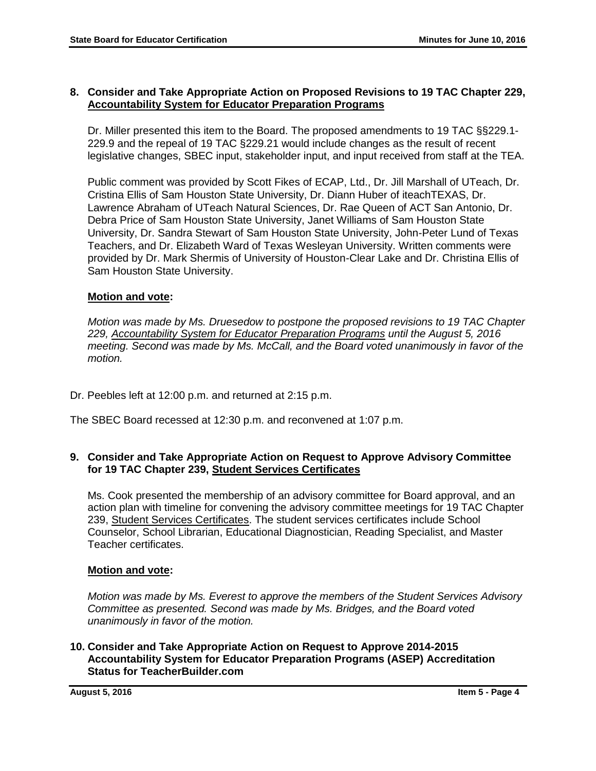**8. Consider and Take Appropriate Action on Proposed Revisions to 19 TAC Chapter 229, Accountability System for Educator Preparation Programs**

Dr. Miller presented this item to the Board. The proposed amendments to 19 TAC §§229.1-229.9 and the repeal of 19 TAC §229.21 would include changes as the result of recent legislative changes, SBEC input, stakeholder input, and input received from staff at the TEA.

Public comment was provided by Scott Fikes of ECAP, Ltd., Dr. Jill Marshall of UTeach, Dr. Cristina Ellis of Sam Houston State University, Dr. Diann Huber of iteachTEXAS, Dr. Lawrence Abraham of UTeach Natural Sciences, Dr. Rae Queen of ACT San Antonio, Dr. Debra Price of Sam Houston State University, Janet Williams of Sam Houston State University, Dr. Sandra Stewart of Sam Houston State University, John-Peter Lund of Texas Teachers, and Dr. Elizabeth Ward of Texas Wesleyan University. Written comments were provided by Dr. Mark Shermis of University of Houston-Clear Lake and Dr. Christina Ellis of Sam Houston State University.

**Motion and vote:**

*Motion was made by Ms. Druesedow to postpone the proposed revisions to 19 TAC Chapter 229, Accountability System for Educator Preparation Programs until the August 5, 2016 meeting. Second was made by Ms. McCall, and the Board voted unanimously in favor of the motion.*

Dr. Peebles left at 12:00 p.m. and returned at 2:15 p.m.

The SBEC Board recessed at 12:30 p.m. and reconvened at 1:07 p.m.

**9. Consider and Take Appropriate Action on Request to Approve Advisory Committee for 19 TAC Chapter 239, Student Services Certificates**

Ms. Cook presented the membership of an advisory committee for Board approval, and an action plan with timeline for convening the advisory committee meetings for 19 TAC Chapter 239, Student Services Certificates. The student services certificates include School Counselor, School Librarian, Educational Diagnostician, Reading Specialist, and Master Teacher certificates.

**Motion and vote:**

*Motion was made by Ms. Everest to approve the members of the Student Services Advisory Committee as presented. Second was made by Ms. Bridges, and the Board voted unanimously in favor of the motion.*

**10. Consider and Take Appropriate Action on Request to Approve 2014-2015 Accountability System for Educator Preparation Programs (ASEP) Accreditation Status for TeacherBuilder.com**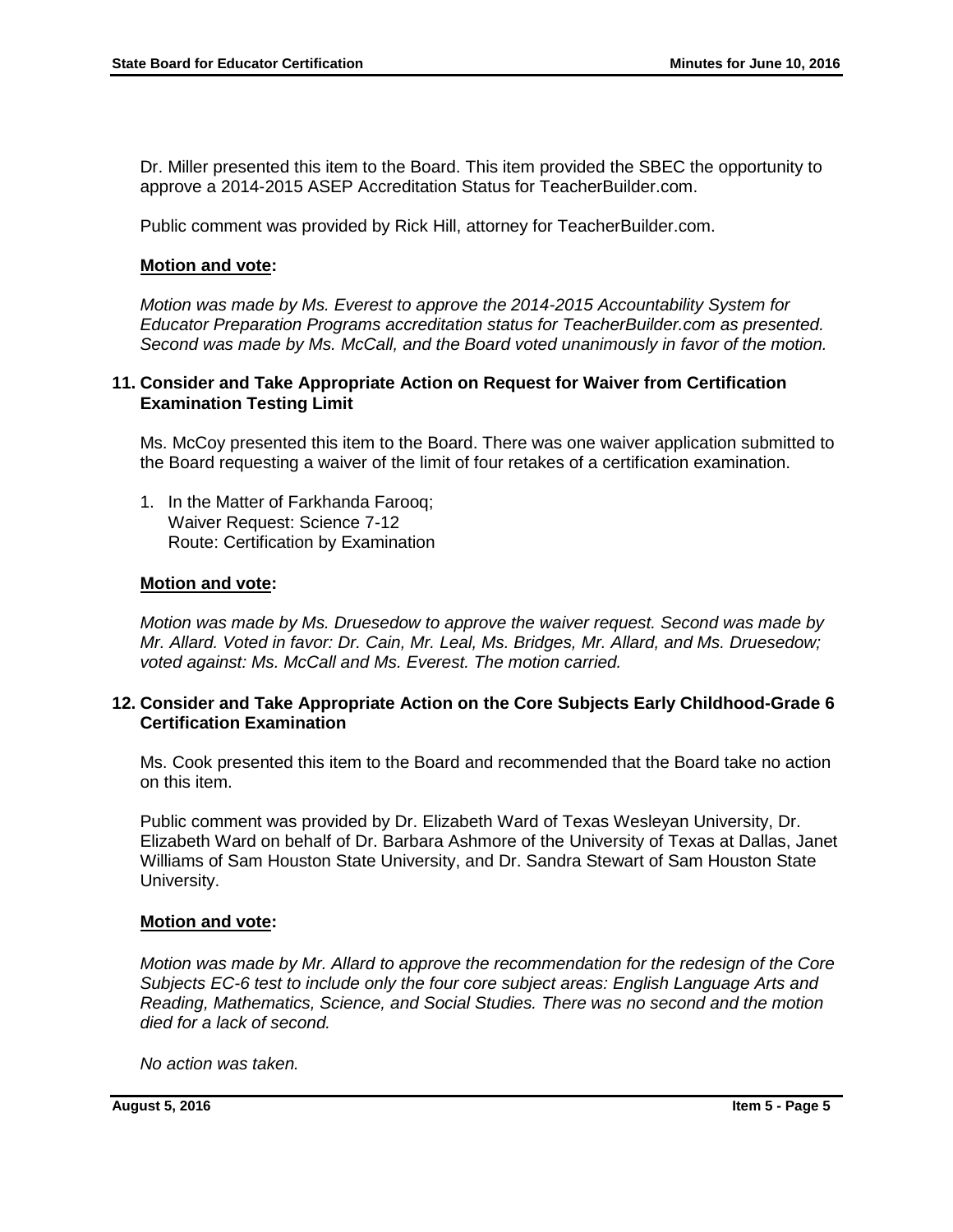Dr. Miller presented this item to the Board. This item provided the SBEC the opportunity to approve a 2014-2015 ASEP Accreditation Status for TeacherBuilder.com.

Public comment was provided by Rick Hill, attorney for TeacherBuilder.com.

**Motion and vote:**

*Motion was made by Ms. Everest to approve the 2014-2015 Accountability System for Educator Preparation Programs accreditation status for TeacherBuilder.com as presented. Second was made by Ms. McCall, and the Board voted unanimously in favor of the motion.*

### 11. Consider and Take Appropriate Action on Request for Waiver from Certification Examination Testing Limit

Ms. McCoy presented this item to the Board. There was one waiver application submitted to the Board requesting a waiver of the limit of four retakes of a certification examination.

1. In the Matter of Farkhanda Farooq;
   Waiver Request: Science 7-12
   Route: Certification by Examination

**Motion and vote:**

*Motion was made by Ms. Druesedow to approve the waiver request. Second was made by Mr. Allard. Voted in favor: Dr. Cain, Mr. Leal, Ms. Bridges, Mr. Allard, and Ms. Druesedow; voted against: Ms. McCall and Ms. Everest. The motion carried.*

### 12. Consider and Take Appropriate Action on the Core Subjects Early Childhood-Grade 6 Certification Examination

Ms. Cook presented this item to the Board and recommended that the Board take no action on this item.

Public comment was provided by Dr. Elizabeth Ward of Texas Wesleyan University, Dr. Elizabeth Ward on behalf of Dr. Barbara Ashmore of the University of Texas at Dallas, Janet Williams of Sam Houston State University, and Dr. Sandra Stewart of Sam Houston State University.

**Motion and vote:**

*Motion was made by Mr. Allard to approve the recommendation for the redesign of the Core Subjects EC-6 test to include only the four core subject areas: English Language Arts and Reading, Mathematics, Science, and Social Studies. There was no second and the motion died for a lack of second.*

*No action was taken.*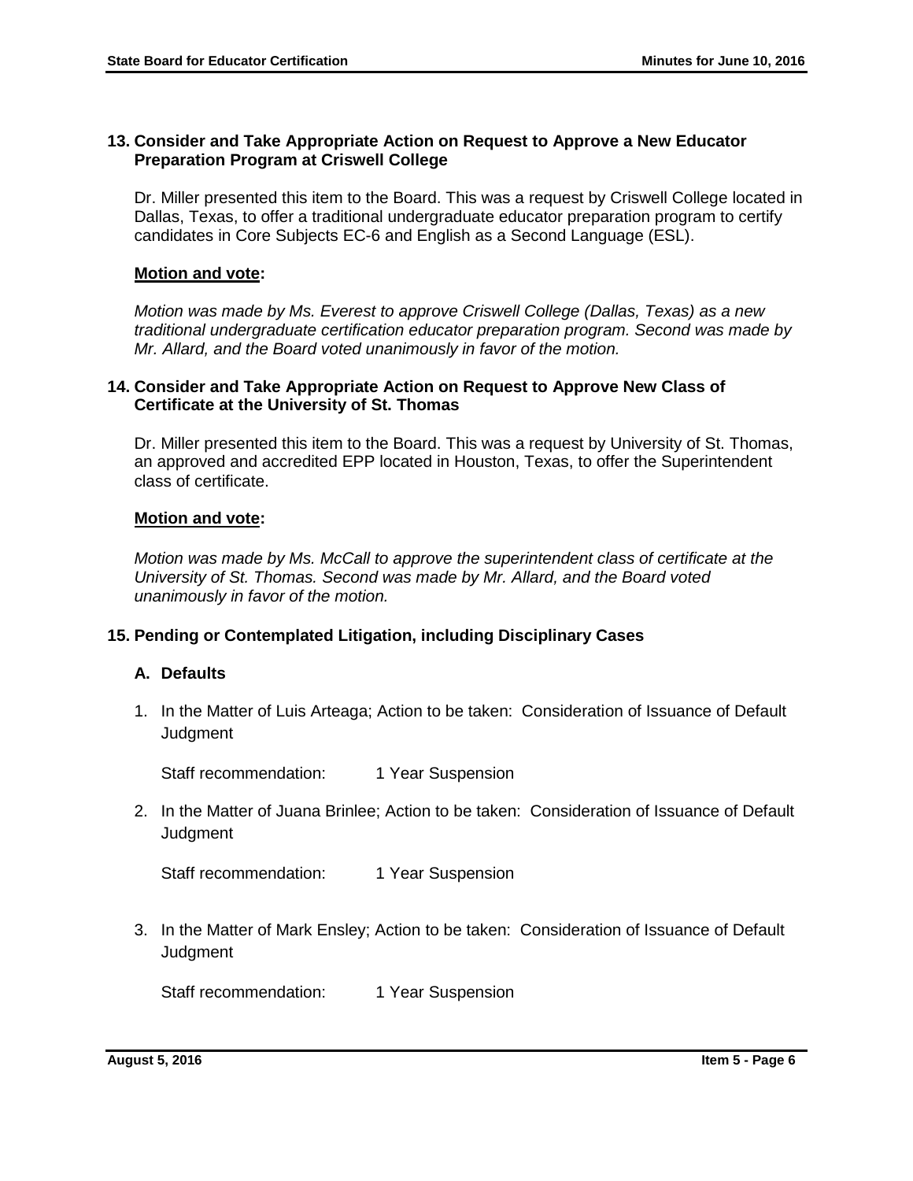## 13. Consider and Take Appropriate Action on Request to Approve a New Educator Preparation Program at Criswell College

Dr. Miller presented this item to the Board. This was a request by Criswell College located in Dallas, Texas, to offer a traditional undergraduate educator preparation program to certify candidates in Core Subjects EC-6 and English as a Second Language (ESL).

**Motion and vote:**

*Motion was made by Ms. Everest to approve Criswell College (Dallas, Texas) as a new traditional undergraduate certification educator preparation program. Second was made by Mr. Allard, and the Board voted unanimously in favor of the motion.*

## 14. Consider and Take Appropriate Action on Request to Approve New Class of Certificate at the University of St. Thomas

Dr. Miller presented this item to the Board. This was a request by University of St. Thomas, an approved and accredited EPP located in Houston, Texas, to offer the Superintendent class of certificate.

**Motion and vote:**

*Motion was made by Ms. McCall to approve the superintendent class of certificate at the University of St. Thomas. Second was made by Mr. Allard, and the Board voted unanimously in favor of the motion.*

## 15. Pending or Contemplated Litigation, including Disciplinary Cases

### A. Defaults

1. In the Matter of Luis Arteaga; Action to be taken: Consideration of Issuance of Default Judgment

   Staff recommendation: 1 Year Suspension

2. In the Matter of Juana Brinlee; Action to be taken: Consideration of Issuance of Default Judgment

   Staff recommendation: 1 Year Suspension

3. In the Matter of Mark Ensley; Action to be taken: Consideration of Issuance of Default Judgment

   Staff recommendation: 1 Year Suspension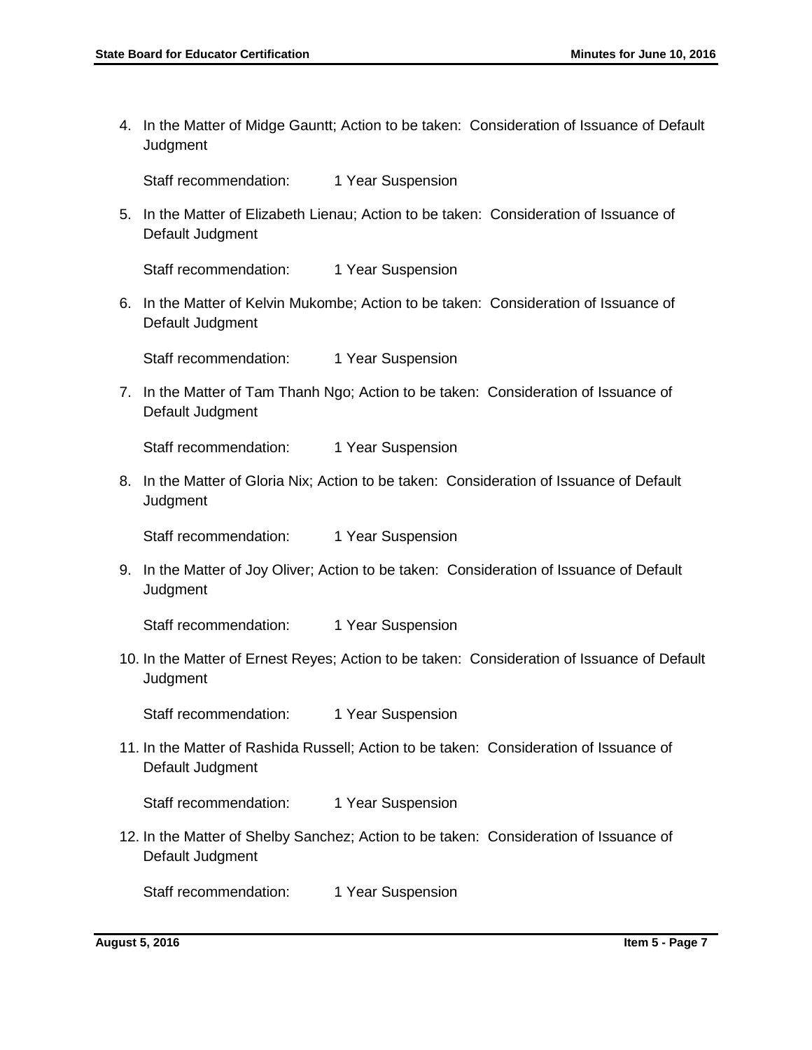4. In the Matter of Midge Gauntt; Action to be taken: Consideration of Issuance of Default Judgment

   Staff recommendation: 1 Year Suspension

5. In the Matter of Elizabeth Lienau; Action to be taken: Consideration of Issuance of Default Judgment

   Staff recommendation: 1 Year Suspension

6. In the Matter of Kelvin Mukombe; Action to be taken: Consideration of Issuance of Default Judgment

   Staff recommendation: 1 Year Suspension

7. In the Matter of Tam Thanh Ngo; Action to be taken: Consideration of Issuance of Default Judgment

   Staff recommendation: 1 Year Suspension

8. In the Matter of Gloria Nix; Action to be taken: Consideration of Issuance of Default Judgment

   Staff recommendation: 1 Year Suspension

9. In the Matter of Joy Oliver; Action to be taken: Consideration of Issuance of Default Judgment

   Staff recommendation: 1 Year Suspension

10. In the Matter of Ernest Reyes; Action to be taken: Consideration of Issuance of Default Judgment

    Staff recommendation: 1 Year Suspension

11. In the Matter of Rashida Russell; Action to be taken: Consideration of Issuance of Default Judgment

    Staff recommendation: 1 Year Suspension

12. In the Matter of Shelby Sanchez; Action to be taken: Consideration of Issuance of Default Judgment

    Staff recommendation: 1 Year Suspension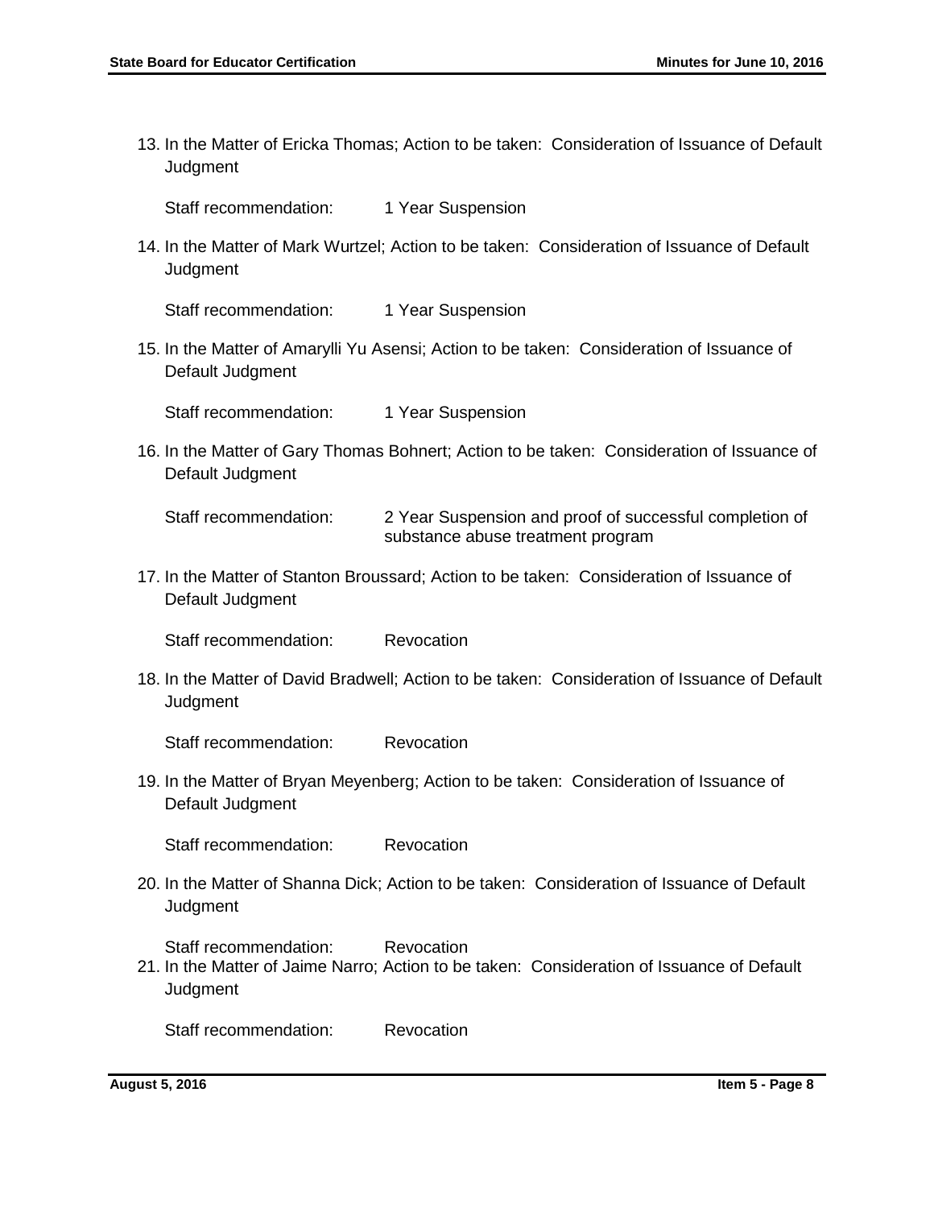13. In the Matter of Ericka Thomas; Action to be taken: Consideration of Issuance of Default Judgment

    Staff recommendation: 1 Year Suspension

14. In the Matter of Mark Wurtzel; Action to be taken: Consideration of Issuance of Default Judgment

    Staff recommendation: 1 Year Suspension

15. In the Matter of Amarylli Yu Asensi; Action to be taken: Consideration of Issuance of Default Judgment

    Staff recommendation: 1 Year Suspension

16. In the Matter of Gary Thomas Bohnert; Action to be taken: Consideration of Issuance of Default Judgment

    Staff recommendation: 2 Year Suspension and proof of successful completion of substance abuse treatment program

17. In the Matter of Stanton Broussard; Action to be taken: Consideration of Issuance of Default Judgment

    Staff recommendation: Revocation

18. In the Matter of David Bradwell; Action to be taken: Consideration of Issuance of Default Judgment

    Staff recommendation: Revocation

19. In the Matter of Bryan Meyenberg; Action to be taken: Consideration of Issuance of Default Judgment

    Staff recommendation: Revocation

20. In the Matter of Shanna Dick; Action to be taken: Consideration of Issuance of Default Judgment

    Staff recommendation: Revocation

21. In the Matter of Jaime Narro; Action to be taken: Consideration of Issuance of Default Judgment

    Staff recommendation: Revocation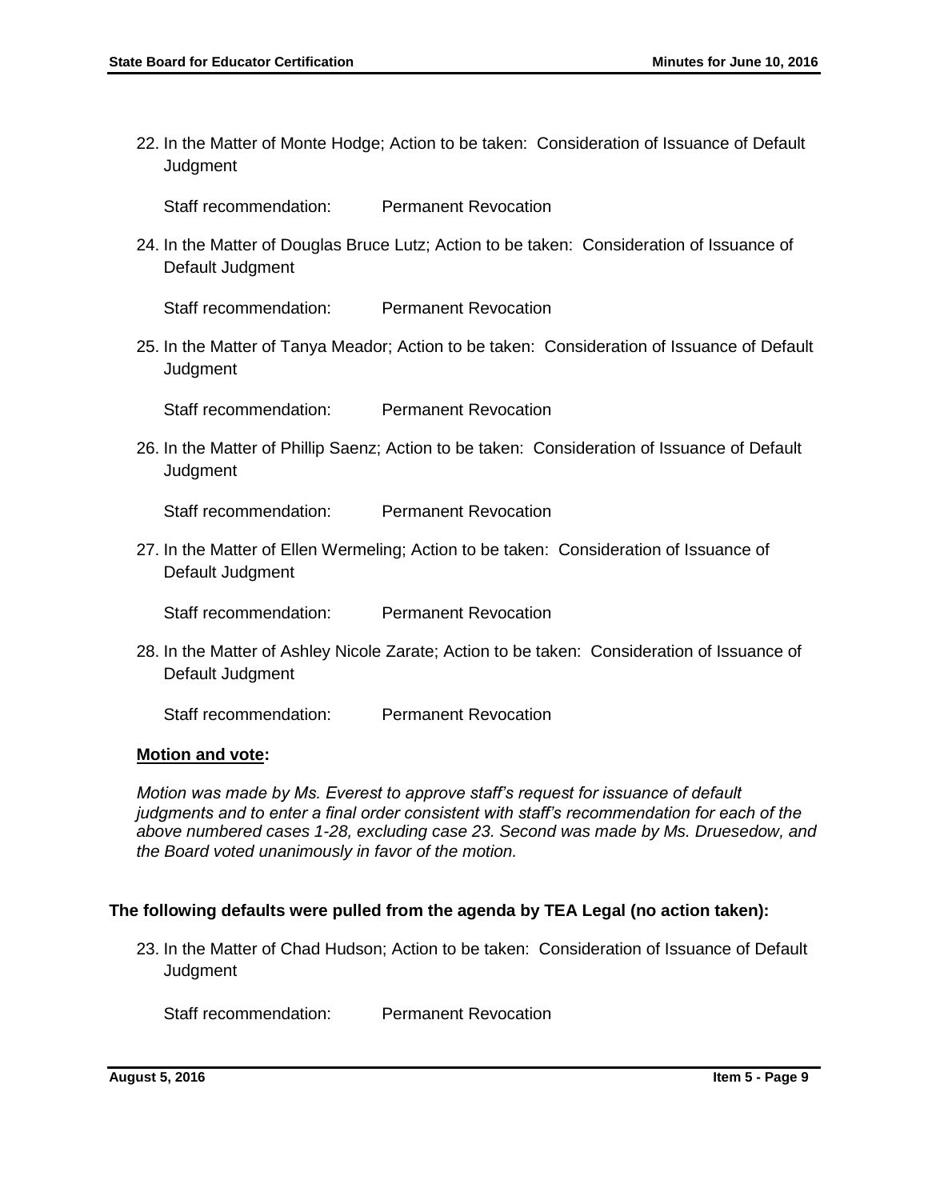22. In the Matter of Monte Hodge; Action to be taken: Consideration of Issuance of Default Judgment

    Staff recommendation: Permanent Revocation

24. In the Matter of Douglas Bruce Lutz; Action to be taken: Consideration of Issuance of Default Judgment

    Staff recommendation: Permanent Revocation

25. In the Matter of Tanya Meador; Action to be taken: Consideration of Issuance of Default Judgment

    Staff recommendation: Permanent Revocation

26. In the Matter of Phillip Saenz; Action to be taken: Consideration of Issuance of Default Judgment

    Staff recommendation: Permanent Revocation

27. In the Matter of Ellen Wermeling; Action to be taken: Consideration of Issuance of Default Judgment

    Staff recommendation: Permanent Revocation

28. In the Matter of Ashley Nicole Zarate; Action to be taken: Consideration of Issuance of Default Judgment

    Staff recommendation: Permanent Revocation

**Motion and vote:**

*Motion was made by Ms. Everest to approve staff's request for issuance of default judgments and to enter a final order consistent with staff's recommendation for each of the above numbered cases 1-28, excluding case 23. Second was made by Ms. Druesedow, and the Board voted unanimously in favor of the motion.*

**The following defaults were pulled from the agenda by TEA Legal (no action taken):**

23. In the Matter of Chad Hudson; Action to be taken: Consideration of Issuance of Default Judgment

    Staff recommendation: Permanent Revocation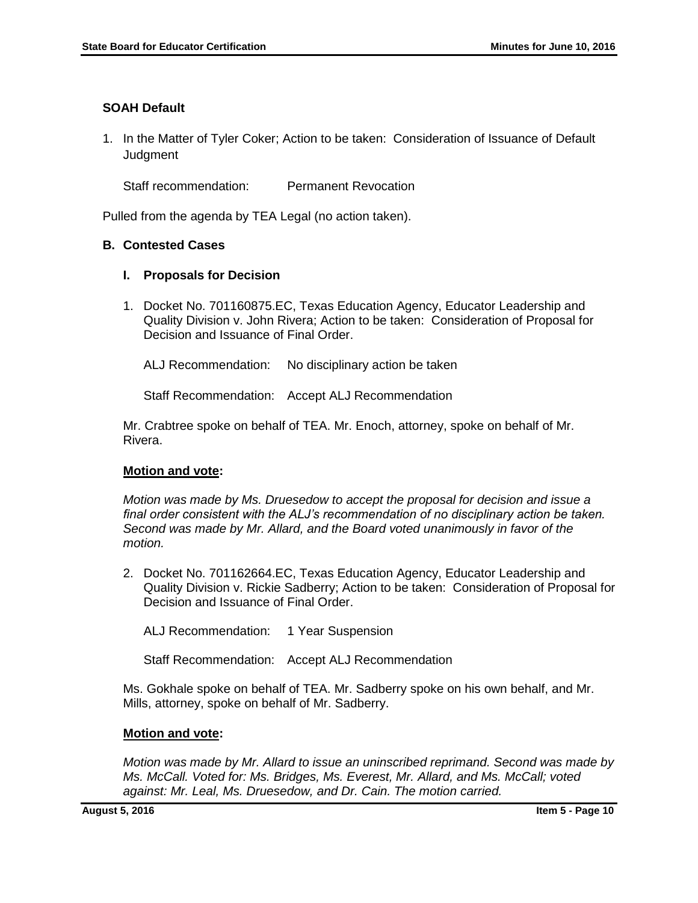### SOAH Default

1. In the Matter of Tyler Coker; Action to be taken: Consideration of Issuance of Default Judgment

   Staff recommendation: Permanent Revocation

Pulled from the agenda by TEA Legal (no action taken).

### B. Contested Cases

#### I. Proposals for Decision

1. Docket No. 701160875.EC, Texas Education Agency, Educator Leadership and Quality Division v. John Rivera; Action to be taken: Consideration of Proposal for Decision and Issuance of Final Order.

   ALJ Recommendation: No disciplinary action be taken

   Staff Recommendation: Accept ALJ Recommendation

   Mr. Crabtree spoke on behalf of TEA. Mr. Enoch, attorney, spoke on behalf of Mr. Rivera.

   **Motion and vote:**

   *Motion was made by Ms. Druesedow to accept the proposal for decision and issue a final order consistent with the ALJ's recommendation of no disciplinary action be taken. Second was made by Mr. Allard, and the Board voted unanimously in favor of the motion.*

2. Docket No. 701162664.EC, Texas Education Agency, Educator Leadership and Quality Division v. Rickie Sadberry; Action to be taken: Consideration of Proposal for Decision and Issuance of Final Order.

   ALJ Recommendation: 1 Year Suspension

   Staff Recommendation: Accept ALJ Recommendation

   Ms. Gokhale spoke on behalf of TEA. Mr. Sadberry spoke on his own behalf, and Mr. Mills, attorney, spoke on behalf of Mr. Sadberry.

   **Motion and vote:**

   *Motion was made by Mr. Allard to issue an uninscribed reprimand. Second was made by Ms. McCall. Voted for: Ms. Bridges, Ms. Everest, Mr. Allard, and Ms. McCall; voted against: Mr. Leal, Ms. Druesedow, and Dr. Cain. The motion carried.*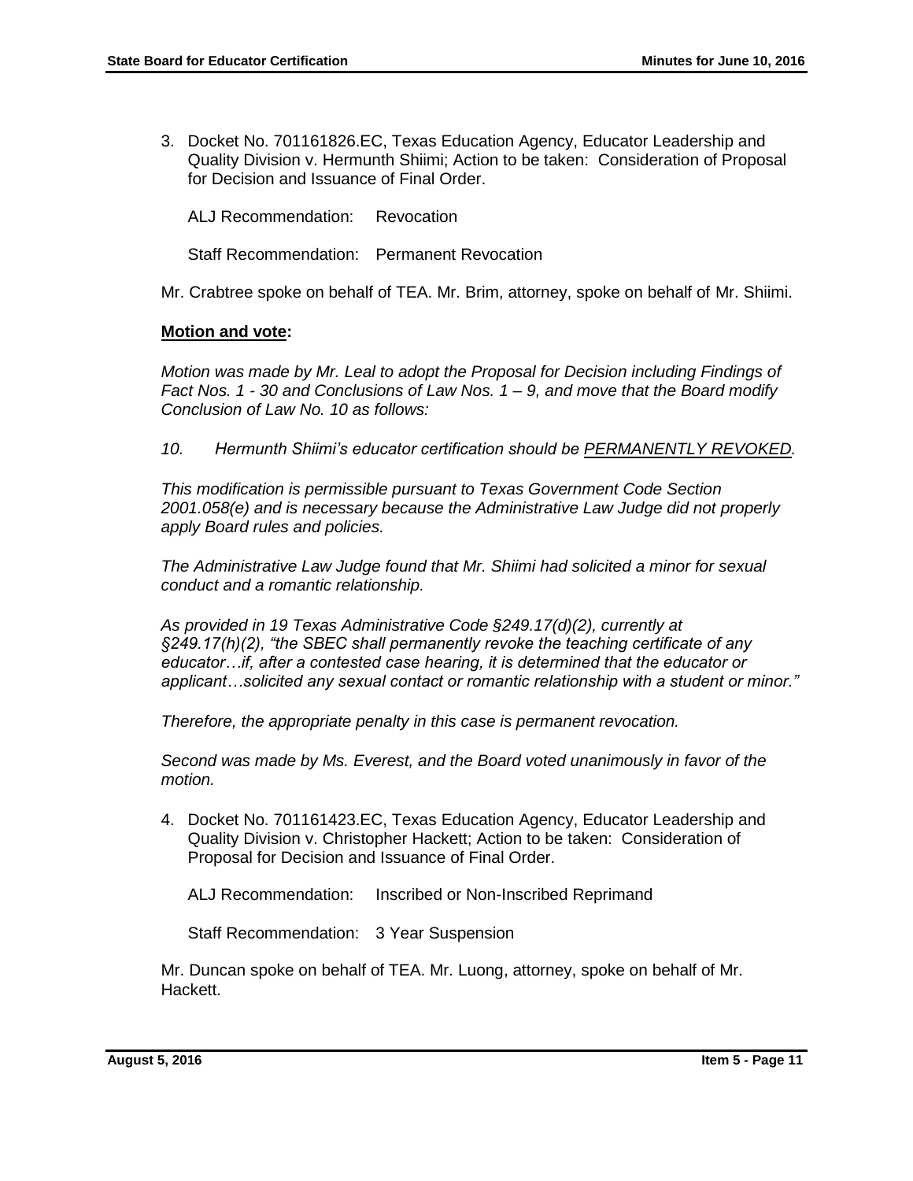3. Docket No. 701161826.EC, Texas Education Agency, Educator Leadership and Quality Division v. Hermunth Shiimi; Action to be taken: Consideration of Proposal for Decision and Issuance of Final Order.

   ALJ Recommendation: Revocation

   Staff Recommendation: Permanent Revocation

Mr. Crabtree spoke on behalf of TEA. Mr. Brim, attorney, spoke on behalf of Mr. Shiimi.

**Motion and vote:**

*Motion was made by Mr. Leal to adopt the Proposal for Decision including Findings of Fact Nos. 1 - 30 and Conclusions of Law Nos. 1 – 9, and move that the Board modify Conclusion of Law No. 10 as follows:*

*10. Hermunth Shiimi's educator certification should be <u>PERMANENTLY REVOKED</u>.*

*This modification is permissible pursuant to Texas Government Code Section 2001.058(e) and is necessary because the Administrative Law Judge did not properly apply Board rules and policies.*

*The Administrative Law Judge found that Mr. Shiimi had solicited a minor for sexual conduct and a romantic relationship.*

*As provided in 19 Texas Administrative Code §249.17(d)(2), currently at §249.17(h)(2), "the SBEC shall permanently revoke the teaching certificate of any educator…if, after a contested case hearing, it is determined that the educator or applicant…solicited any sexual contact or romantic relationship with a student or minor."*

*Therefore, the appropriate penalty in this case is permanent revocation.*

*Second was made by Ms. Everest, and the Board voted unanimously in favor of the motion.*

4. Docket No. 701161423.EC, Texas Education Agency, Educator Leadership and Quality Division v. Christopher Hackett; Action to be taken: Consideration of Proposal for Decision and Issuance of Final Order.

   ALJ Recommendation: Inscribed or Non-Inscribed Reprimand

   Staff Recommendation: 3 Year Suspension

Mr. Duncan spoke on behalf of TEA. Mr. Luong, attorney, spoke on behalf of Mr. Hackett.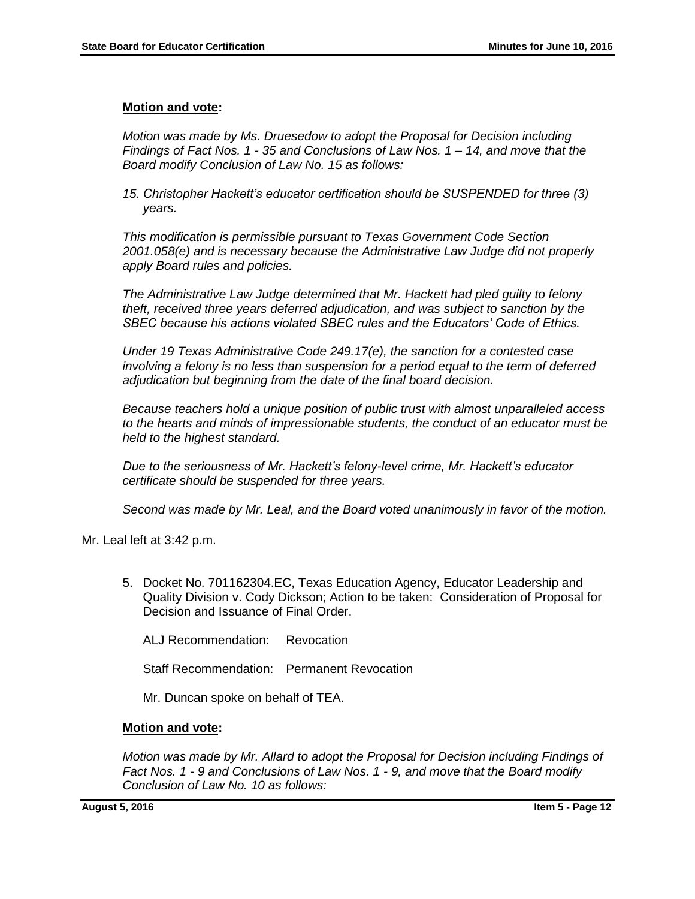**Motion and vote:**

*Motion was made by Ms. Druesedow to adopt the Proposal for Decision including Findings of Fact Nos. 1 - 35 and Conclusions of Law Nos. 1 – 14, and move that the Board modify Conclusion of Law No. 15 as follows:*

*15. Christopher Hackett's educator certification should be SUSPENDED for three (3) years.*

*This modification is permissible pursuant to Texas Government Code Section 2001.058(e) and is necessary because the Administrative Law Judge did not properly apply Board rules and policies.*

*The Administrative Law Judge determined that Mr. Hackett had pled guilty to felony theft, received three years deferred adjudication, and was subject to sanction by the SBEC because his actions violated SBEC rules and the Educators' Code of Ethics.*

*Under 19 Texas Administrative Code 249.17(e), the sanction for a contested case involving a felony is no less than suspension for a period equal to the term of deferred adjudication but beginning from the date of the final board decision.*

*Because teachers hold a unique position of public trust with almost unparalleled access to the hearts and minds of impressionable students, the conduct of an educator must be held to the highest standard.*

*Due to the seriousness of Mr. Hackett's felony-level crime, Mr. Hackett's educator certificate should be suspended for three years.*

*Second was made by Mr. Leal, and the Board voted unanimously in favor of the motion.*

Mr. Leal left at 3:42 p.m.

5. Docket No. 701162304.EC, Texas Education Agency, Educator Leadership and Quality Division v. Cody Dickson; Action to be taken: Consideration of Proposal for Decision and Issuance of Final Order.

   ALJ Recommendation: Revocation

   Staff Recommendation: Permanent Revocation

   Mr. Duncan spoke on behalf of TEA.

**Motion and vote:**

*Motion was made by Mr. Allard to adopt the Proposal for Decision including Findings of Fact Nos. 1 - 9 and Conclusions of Law Nos. 1 - 9, and move that the Board modify Conclusion of Law No. 10 as follows:*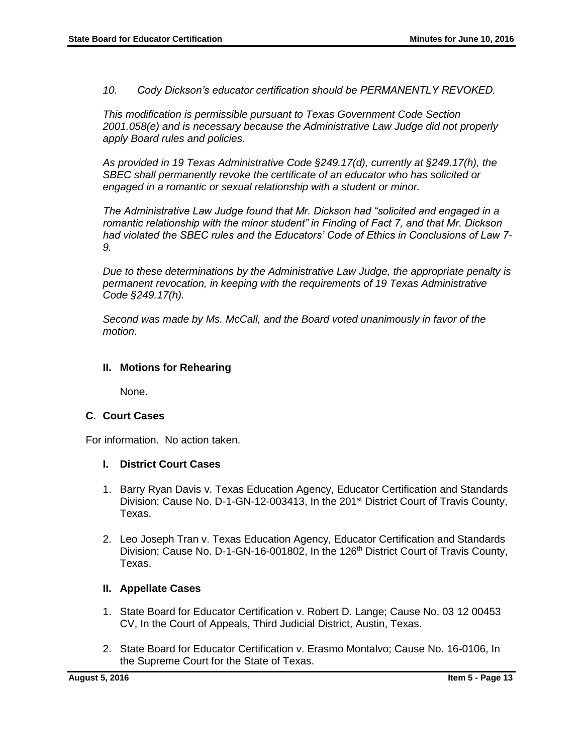*10. Cody Dickson's educator certification should be PERMANENTLY REVOKED.*

*This modification is permissible pursuant to Texas Government Code Section 2001.058(e) and is necessary because the Administrative Law Judge did not properly apply Board rules and policies.*

*As provided in 19 Texas Administrative Code §249.17(d), currently at §249.17(h), the SBEC shall permanently revoke the certificate of an educator who has solicited or engaged in a romantic or sexual relationship with a student or minor.*

*The Administrative Law Judge found that Mr. Dickson had "solicited and engaged in a romantic relationship with the minor student" in Finding of Fact 7, and that Mr. Dickson had violated the SBEC rules and the Educators' Code of Ethics in Conclusions of Law 7-9.*

*Due to these determinations by the Administrative Law Judge, the appropriate penalty is permanent revocation, in keeping with the requirements of 19 Texas Administrative Code §249.17(h).*

*Second was made by Ms. McCall, and the Board voted unanimously in favor of the motion.*

### II. Motions for Rehearing

None.

## C. Court Cases

For information. No action taken.

### I. District Court Cases

1. Barry Ryan Davis v. Texas Education Agency, Educator Certification and Standards Division; Cause No. D-1-GN-12-003413, In the 201st District Court of Travis County, Texas.
2. Leo Joseph Tran v. Texas Education Agency, Educator Certification and Standards Division; Cause No. D-1-GN-16-001802, In the 126th District Court of Travis County, Texas.

### II. Appellate Cases

1. State Board for Educator Certification v. Robert D. Lange; Cause No. 03 12 00453 CV, In the Court of Appeals, Third Judicial District, Austin, Texas.
2. State Board for Educator Certification v. Erasmo Montalvo; Cause No. 16-0106, In the Supreme Court for the State of Texas.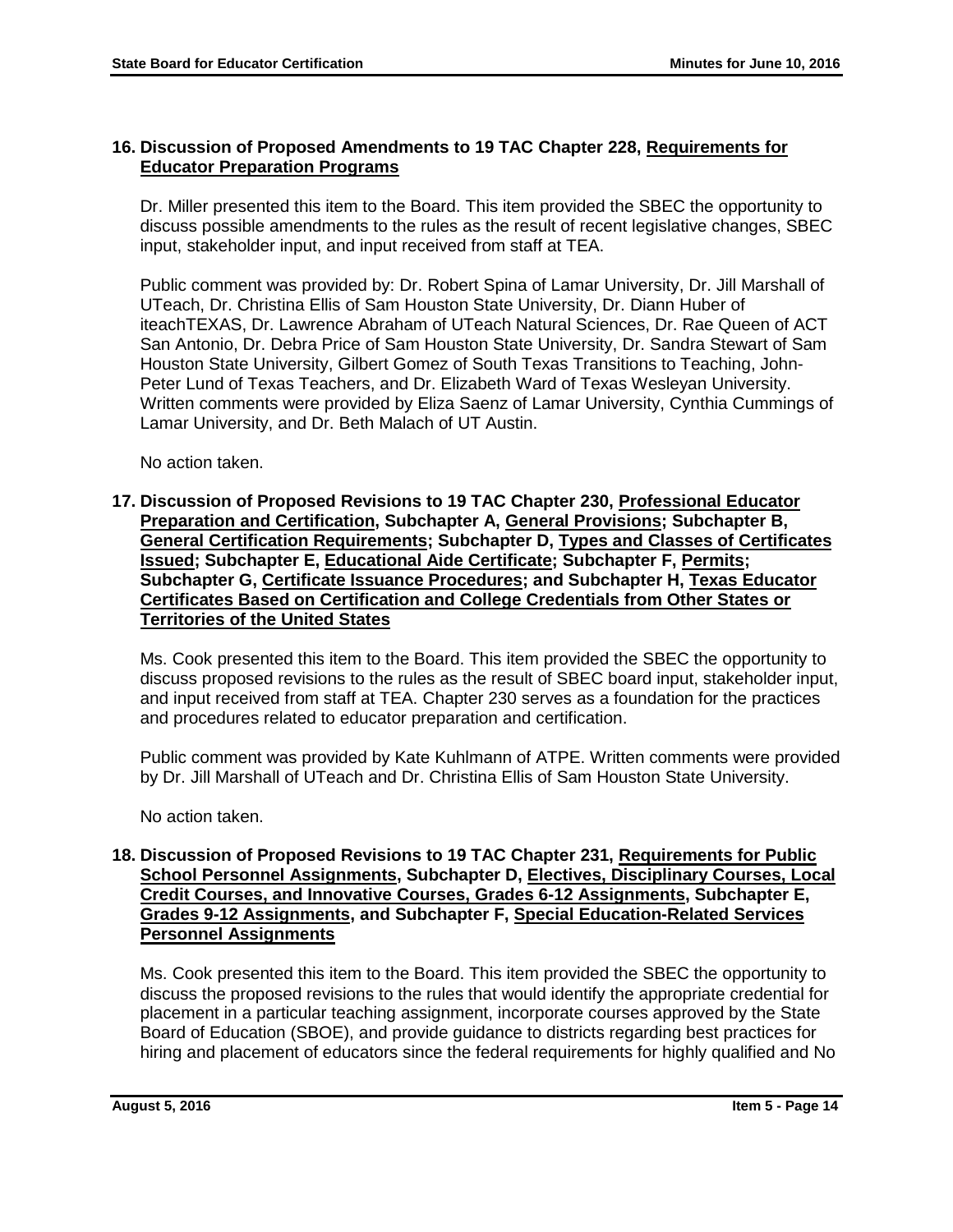**16. Discussion of Proposed Amendments to 19 TAC Chapter 228, Requirements for Educator Preparation Programs**

Dr. Miller presented this item to the Board. This item provided the SBEC the opportunity to discuss possible amendments to the rules as the result of recent legislative changes, SBEC input, stakeholder input, and input received from staff at TEA.

Public comment was provided by: Dr. Robert Spina of Lamar University, Dr. Jill Marshall of UTeach, Dr. Christina Ellis of Sam Houston State University, Dr. Diann Huber of iteachTEXAS, Dr. Lawrence Abraham of UTeach Natural Sciences, Dr. Rae Queen of ACT San Antonio, Dr. Debra Price of Sam Houston State University, Dr. Sandra Stewart of Sam Houston State University, Gilbert Gomez of South Texas Transitions to Teaching, John-Peter Lund of Texas Teachers, and Dr. Elizabeth Ward of Texas Wesleyan University. Written comments were provided by Eliza Saenz of Lamar University, Cynthia Cummings of Lamar University, and Dr. Beth Malach of UT Austin.

No action taken.

**17. Discussion of Proposed Revisions to 19 TAC Chapter 230, Professional Educator Preparation and Certification, Subchapter A, General Provisions; Subchapter B, General Certification Requirements; Subchapter D, Types and Classes of Certificates Issued; Subchapter E, Educational Aide Certificate; Subchapter F, Permits; Subchapter G, Certificate Issuance Procedures; and Subchapter H, Texas Educator Certificates Based on Certification and College Credentials from Other States or Territories of the United States**

Ms. Cook presented this item to the Board. This item provided the SBEC the opportunity to discuss proposed revisions to the rules as the result of SBEC board input, stakeholder input, and input received from staff at TEA. Chapter 230 serves as a foundation for the practices and procedures related to educator preparation and certification.

Public comment was provided by Kate Kuhlmann of ATPE. Written comments were provided by Dr. Jill Marshall of UTeach and Dr. Christina Ellis of Sam Houston State University.

No action taken.

**18. Discussion of Proposed Revisions to 19 TAC Chapter 231, Requirements for Public School Personnel Assignments, Subchapter D, Electives, Disciplinary Courses, Local Credit Courses, and Innovative Courses, Grades 6-12 Assignments, Subchapter E, Grades 9-12 Assignments, and Subchapter F, Special Education-Related Services Personnel Assignments**

Ms. Cook presented this item to the Board. This item provided the SBEC the opportunity to discuss the proposed revisions to the rules that would identify the appropriate credential for placement in a particular teaching assignment, incorporate courses approved by the State Board of Education (SBOE), and provide guidance to districts regarding best practices for hiring and placement of educators since the federal requirements for highly qualified and No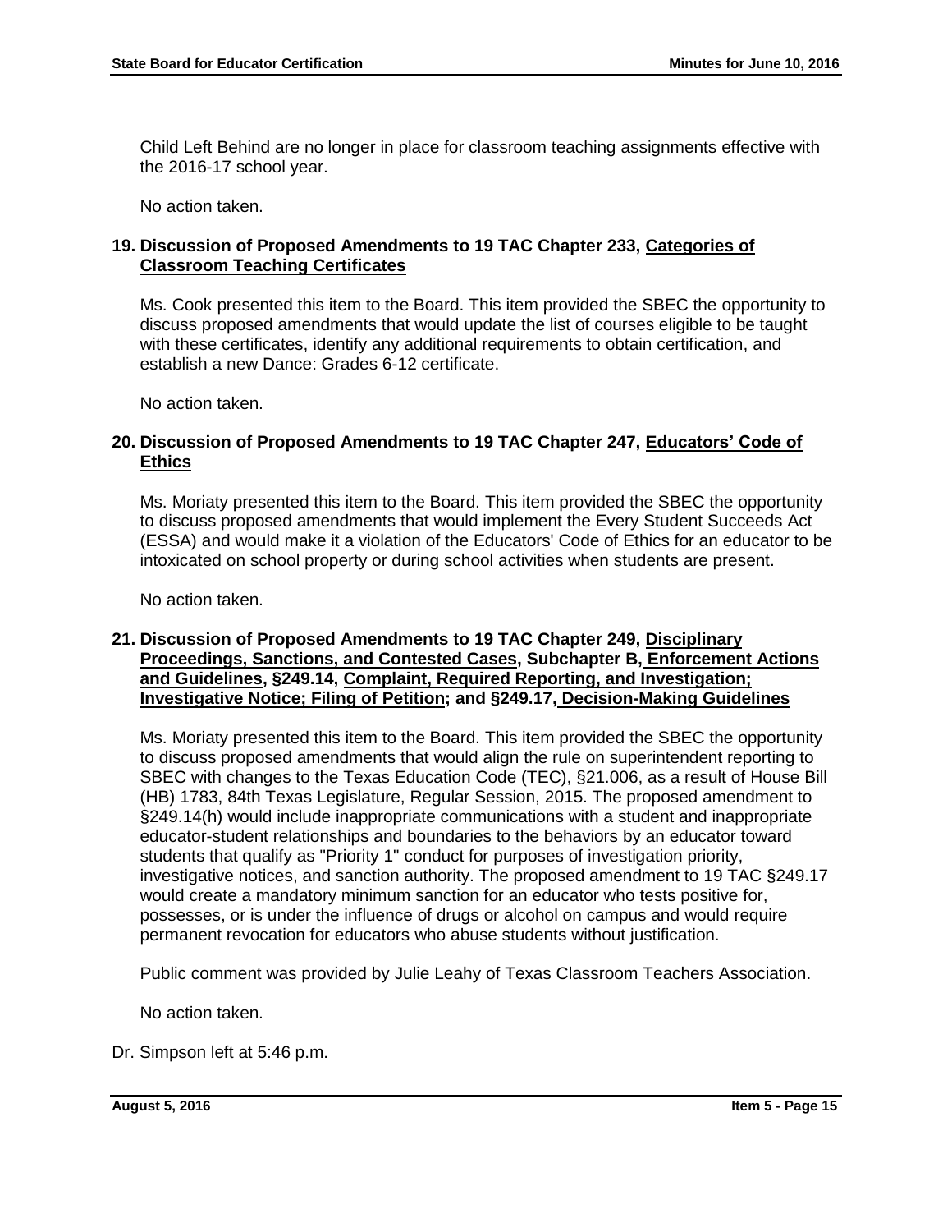Child Left Behind are no longer in place for classroom teaching assignments effective with the 2016-17 school year.

No action taken.

**19. Discussion of Proposed Amendments to 19 TAC Chapter 233, <u>Categories of Classroom Teaching Certificates</u>**

Ms. Cook presented this item to the Board. This item provided the SBEC the opportunity to discuss proposed amendments that would update the list of courses eligible to be taught with these certificates, identify any additional requirements to obtain certification, and establish a new Dance: Grades 6-12 certificate.

No action taken.

**20. Discussion of Proposed Amendments to 19 TAC Chapter 247, <u>Educators' Code of Ethics</u>**

Ms. Moriaty presented this item to the Board. This item provided the SBEC the opportunity to discuss proposed amendments that would implement the Every Student Succeeds Act (ESSA) and would make it a violation of the Educators' Code of Ethics for an educator to be intoxicated on school property or during school activities when students are present.

No action taken.

**21. Discussion of Proposed Amendments to 19 TAC Chapter 249, <u>Disciplinary Proceedings, Sanctions, and Contested Cases</u>, Subchapter B, <u>Enforcement Actions and Guidelines</u>, §249.14, <u>Complaint, Required Reporting, and Investigation; Investigative Notice; Filing of Petition</u>; and §249.17, <u>Decision-Making Guidelines</u>**

Ms. Moriaty presented this item to the Board. This item provided the SBEC the opportunity to discuss proposed amendments that would align the rule on superintendent reporting to SBEC with changes to the Texas Education Code (TEC), §21.006, as a result of House Bill (HB) 1783, 84th Texas Legislature, Regular Session, 2015. The proposed amendment to §249.14(h) would include inappropriate communications with a student and inappropriate educator-student relationships and boundaries to the behaviors by an educator toward students that qualify as "Priority 1" conduct for purposes of investigation priority, investigative notices, and sanction authority. The proposed amendment to 19 TAC §249.17 would create a mandatory minimum sanction for an educator who tests positive for, possesses, or is under the influence of drugs or alcohol on campus and would require permanent revocation for educators who abuse students without justification.

Public comment was provided by Julie Leahy of Texas Classroom Teachers Association.

No action taken.

Dr. Simpson left at 5:46 p.m.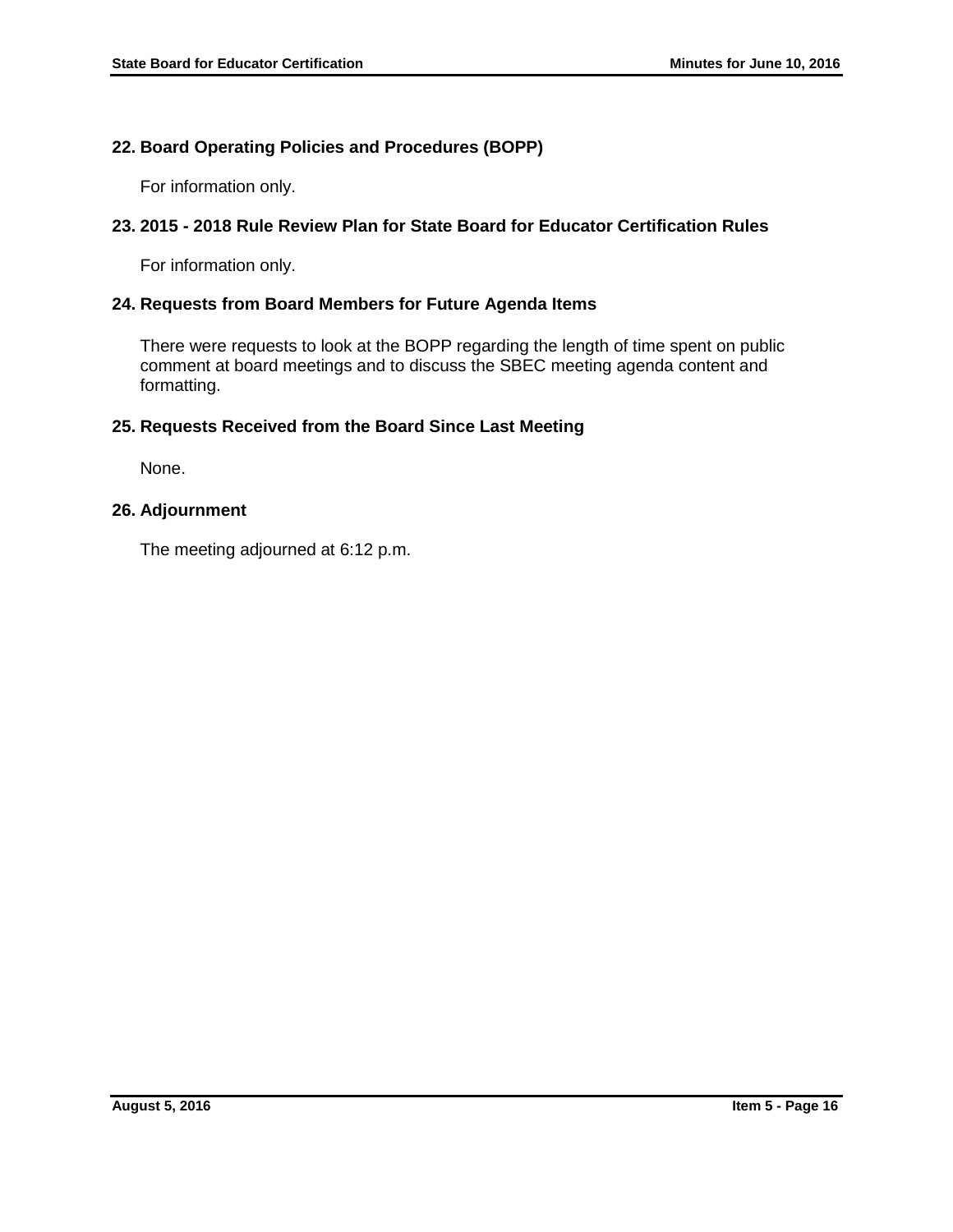### 22. Board Operating Policies and Procedures (BOPP)

For information only.

### 23. 2015 - 2018 Rule Review Plan for State Board for Educator Certification Rules

For information only.

### 24. Requests from Board Members for Future Agenda Items

There were requests to look at the BOPP regarding the length of time spent on public comment at board meetings and to discuss the SBEC meeting agenda content and formatting.

### 25. Requests Received from the Board Since Last Meeting

None.

### 26. Adjournment

The meeting adjourned at 6:12 p.m.